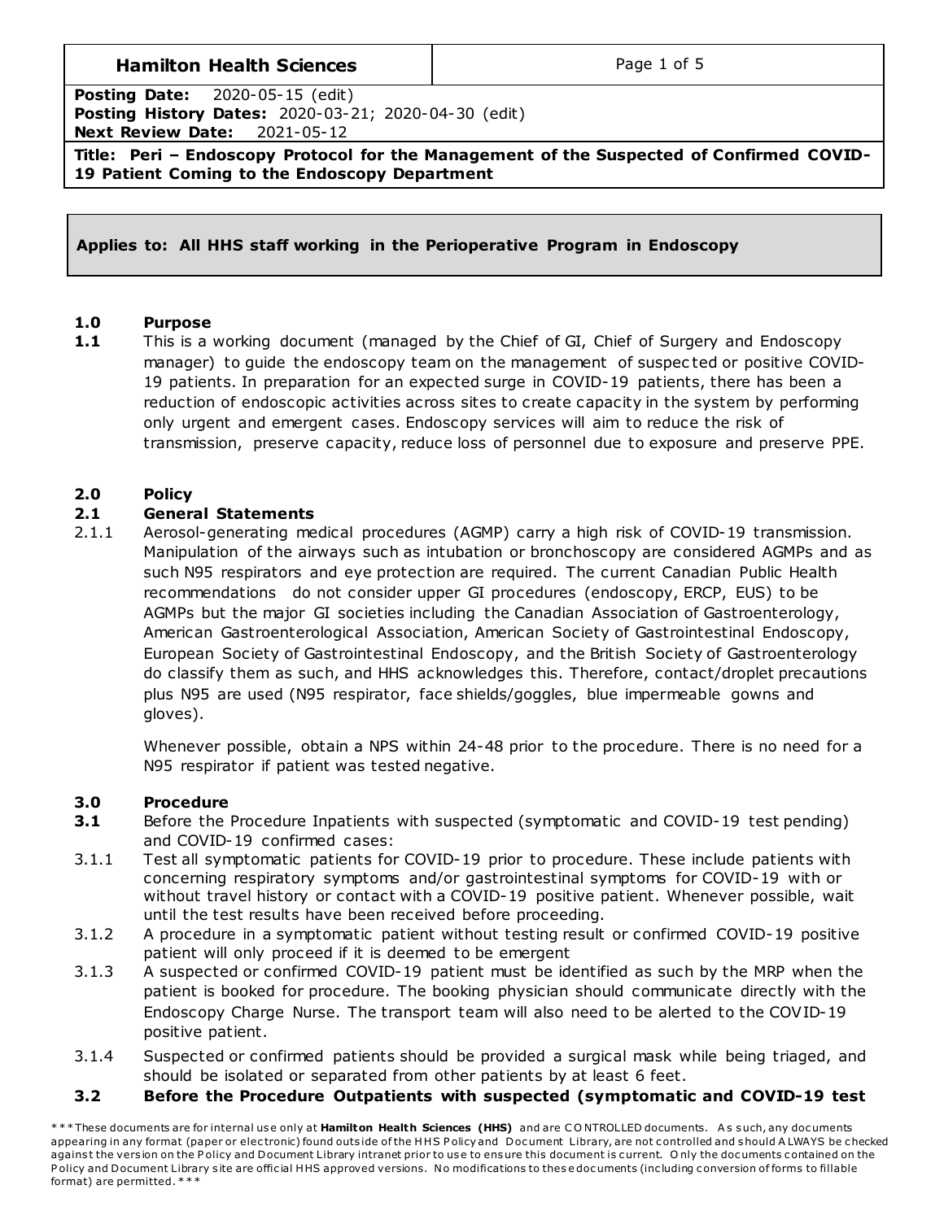| **Hamilton Health Sciences** | |
|---|---|
| **Posting Date:** 2020-05-15 (edit)<br>**Posting History Dates:** 2020-03-21; 2020-04-30 (edit)<br>**Next Review Date:** 2021-05-12 | |
| **Title: Peri – Endoscopy Protocol for the Management of the Suspected of Confirmed COVID-19 Patient Coming to the Endoscopy Department** | |

**Applies to: All HHS staff working in the Perioperative Program in Endoscopy**

## 1.0 Purpose

**1.1** This is a working document (managed by the Chief of GI, Chief of Surgery and Endoscopy manager) to guide the endoscopy team on the management of suspected or positive COVID-19 patients. In preparation for an expected surge in COVID-19 patients, there has been a reduction of endoscopic activities across sites to create capacity in the system by performing only urgent and emergent cases. Endoscopy services will aim to reduce the risk of transmission, preserve capacity, reduce loss of personnel due to exposure and preserve PPE.

## 2.0 Policy

### 2.1 General Statements

2.1.1 Aerosol-generating medical procedures (AGMP) carry a high risk of COVID-19 transmission. Manipulation of the airways such as intubation or bronchoscopy are considered AGMPs and as such N95 respirators and eye protection are required. The current Canadian Public Health recommendations do not consider upper GI procedures (endoscopy, ERCP, EUS) to be AGMPs but the major GI societies including the Canadian Association of Gastroenterology, American Gastroenterological Association, American Society of Gastrointestinal Endoscopy, European Society of Gastrointestinal Endoscopy, and the British Society of Gastroenterology do classify them as such, and HHS acknowledges this. Therefore, contact/droplet precautions plus N95 are used (N95 respirator, face shields/goggles, blue impermeable gowns and gloves).

Whenever possible, obtain a NPS within 24-48 prior to the procedure. There is no need for a N95 respirator if patient was tested negative.

## 3.0 Procedure

**3.1** Before the Procedure Inpatients with suspected (symptomatic and COVID-19 test pending) and COVID-19 confirmed cases:

3.1.1 Test all symptomatic patients for COVID-19 prior to procedure. These include patients with concerning respiratory symptoms and/or gastrointestinal symptoms for COVID-19 with or without travel history or contact with a COVID-19 positive patient. Whenever possible, wait until the test results have been received before proceeding.

3.1.2 A procedure in a symptomatic patient without testing result or confirmed COVID-19 positive patient will only proceed if it is deemed to be emergent

3.1.3 A suspected or confirmed COVID-19 patient must be identified as such by the MRP when the patient is booked for procedure. The booking physician should communicate directly with the Endoscopy Charge Nurse. The transport team will also need to be alerted to the COVID-19 positive patient.

3.1.4 Suspected or confirmed patients should be provided a surgical mask while being triaged, and should be isolated or separated from other patients by at least 6 feet.

**3.2 Before the Procedure Outpatients with suspected (symptomatic and COVID-19 test**

***These documents are for internal use only at **Hamilton Health Sciences (HHS)** and are CONTROLLED documents. As such, any documents appearing in any format (paper or electronic) found outside of the HHS Policy and Document Library, are not controlled and should ALWAYS be checked against the version on the Policy and Document Library intranet prior to use to ensure this document is current. Only the documents contained on the Policy and Document Library site are official HHS approved versions. No modifications to these documents (including conversion of forms to fillable format) are permitted.***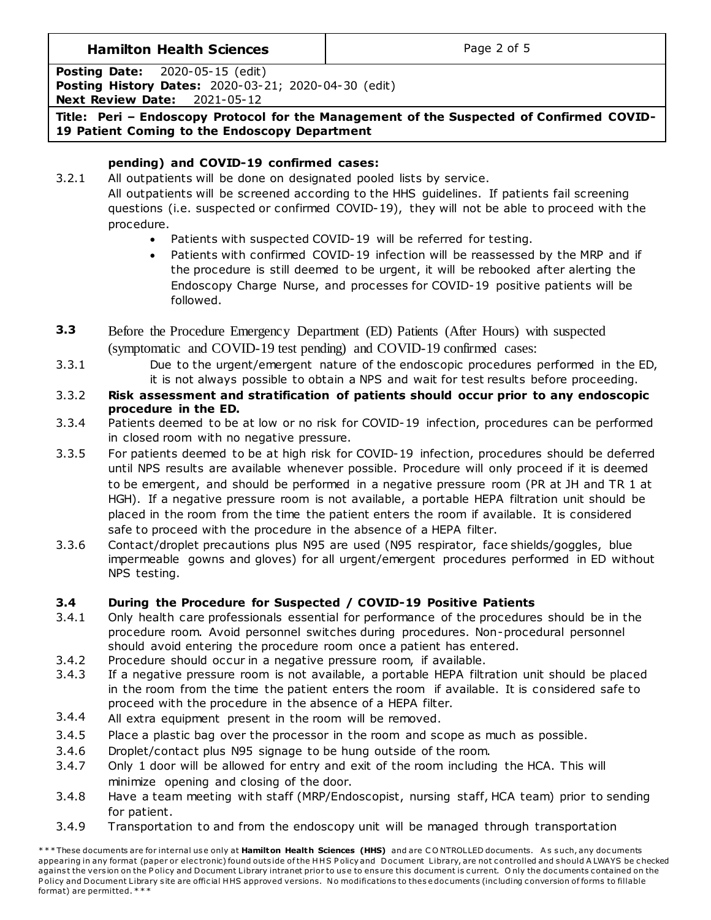**pending) and COVID-19 confirmed cases:**

3.2.1 All outpatients will be done on designated pooled lists by service.
All outpatients will be screened according to the HHS guidelines. If patients fail screening questions (i.e. suspected or confirmed COVID-19), they will not be able to proceed with the procedure.

- Patients with suspected COVID-19 will be referred for testing.
- Patients with confirmed COVID-19 infection will be reassessed by the MRP and if the procedure is still deemed to be urgent, it will be rebooked after alerting the Endoscopy Charge Nurse, and processes for COVID-19 positive patients will be followed.

**3.3** Before the Procedure Emergency Department (ED) Patients (After Hours) with suspected (symptomatic and COVID-19 test pending) and COVID-19 confirmed cases:

3.3.1 Due to the urgent/emergent nature of the endoscopic procedures performed in the ED, it is not always possible to obtain a NPS and wait for test results before proceeding.

3.3.2 **Risk assessment and stratification of patients should occur prior to any endoscopic procedure in the ED.**

3.3.4 Patients deemed to be at low or no risk for COVID-19 infection, procedures can be performed in closed room with no negative pressure.

3.3.5 For patients deemed to be at high risk for COVID-19 infection, procedures should be deferred until NPS results are available whenever possible. Procedure will only proceed if it is deemed to be emergent, and should be performed in a negative pressure room (PR at JH and TR 1 at HGH). If a negative pressure room is not available, a portable HEPA filtration unit should be placed in the room from the time the patient enters the room if available. It is considered safe to proceed with the procedure in the absence of a HEPA filter.

3.3.6 Contact/droplet precautions plus N95 are used (N95 respirator, face shields/goggles, blue impermeable gowns and gloves) for all urgent/emergent procedures performed in ED without NPS testing.

**3.4 During the Procedure for Suspected / COVID-19 Positive Patients**

3.4.1 Only health care professionals essential for performance of the procedures should be in the procedure room. Avoid personnel switches during procedures. Non-procedural personnel should avoid entering the procedure room once a patient has entered.

3.4.2 Procedure should occur in a negative pressure room, if available.

3.4.3 If a negative pressure room is not available, a portable HEPA filtration unit should be placed in the room from the time the patient enters the room if available. It is considered safe to proceed with the procedure in the absence of a HEPA filter.

3.4.4 All extra equipment present in the room will be removed.

3.4.5 Place a plastic bag over the processor in the room and scope as much as possible.

3.4.6 Droplet/contact plus N95 signage to be hung outside of the room.

3.4.7 Only 1 door will be allowed for entry and exit of the room including the HCA. This will minimize opening and closing of the door.

3.4.8 Have a team meeting with staff (MRP/Endoscopist, nursing staff, HCA team) prior to sending for patient.

3.4.9 Transportation to and from the endoscopy unit will be managed through transportation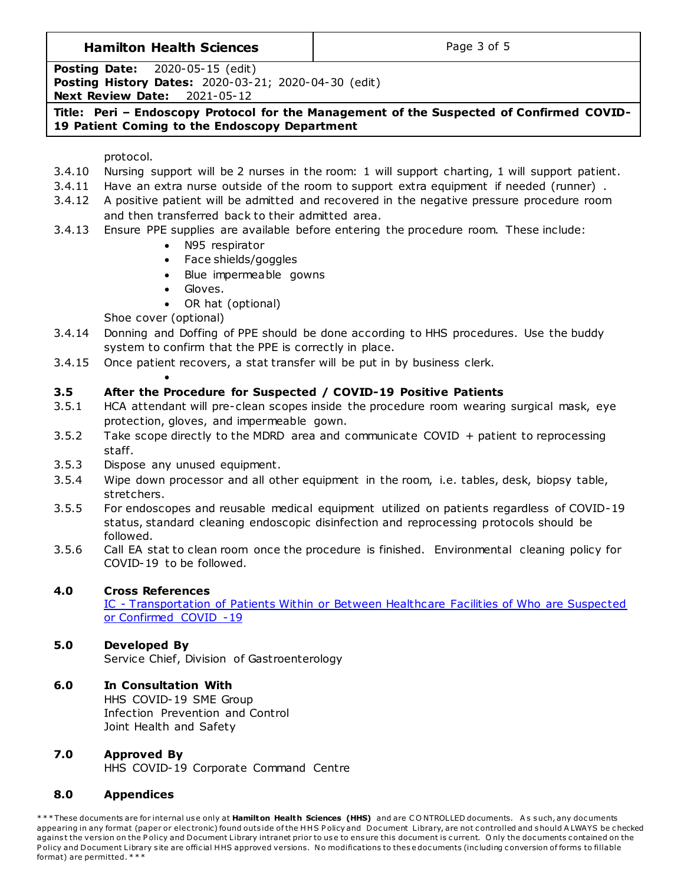protocol.

3.4.10 Nursing support will be 2 nurses in the room: 1 will support charting, 1 will support patient.

3.4.11 Have an extra nurse outside of the room to support extra equipment if needed (runner) .

3.4.12 A positive patient will be admitted and recovered in the negative pressure procedure room and then transferred back to their admitted area.

3.4.13 Ensure PPE supplies are available before entering the procedure room. These include:

- N95 respirator
- Face shields/goggles
- Blue impermeable gowns
- Gloves.
- OR hat (optional)

Shoe cover (optional)

3.4.14 Donning and Doffing of PPE should be done according to HHS procedures. Use the buddy system to confirm that the PPE is correctly in place.

3.4.15 Once patient recovers, a stat transfer will be put in by business clerk.

## 3.5 After the Procedure for Suspected / COVID-19 Positive Patients

3.5.1 HCA attendant will pre-clean scopes inside the procedure room wearing surgical mask, eye protection, gloves, and impermeable gown.

3.5.2 Take scope directly to the MDRD area and communicate COVID + patient to reprocessing staff.

3.5.3 Dispose any unused equipment.

3.5.4 Wipe down processor and all other equipment in the room, i.e. tables, desk, biopsy table, stretchers.

3.5.5 For endoscopes and reusable medical equipment utilized on patients regardless of COVID-19 status, standard cleaning endoscopic disinfection and reprocessing protocols should be followed.

3.5.6 Call EA stat to clean room once the procedure is finished. Environmental cleaning policy for COVID-19 to be followed.

## 4.0 Cross References

IC - Transportation of Patients Within or Between Healthcare Facilities of Who are Suspected or Confirmed COVID -19

## 5.0 Developed By

Service Chief, Division of Gastroenterology

## 6.0 In Consultation With

HHS COVID-19 SME Group
Infection Prevention and Control
Joint Health and Safety

## 7.0 Approved By

HHS COVID-19 Corporate Command Centre

## 8.0 Appendices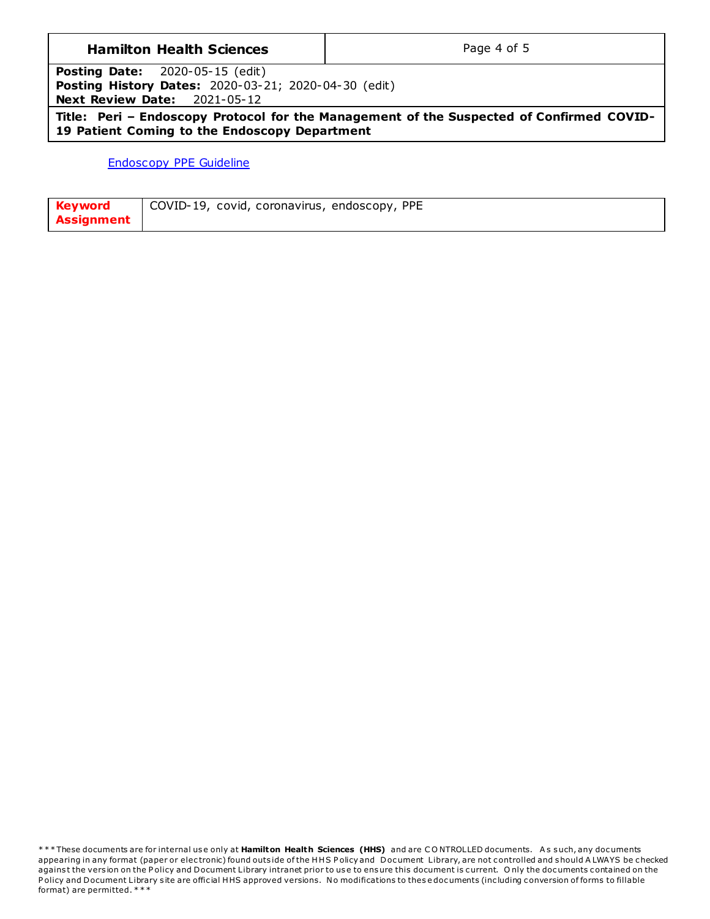Endoscopy PPE Guideline

| Keyword Assignment | COVID-19, covid, coronavirus, endoscopy, PPE |
|---|---|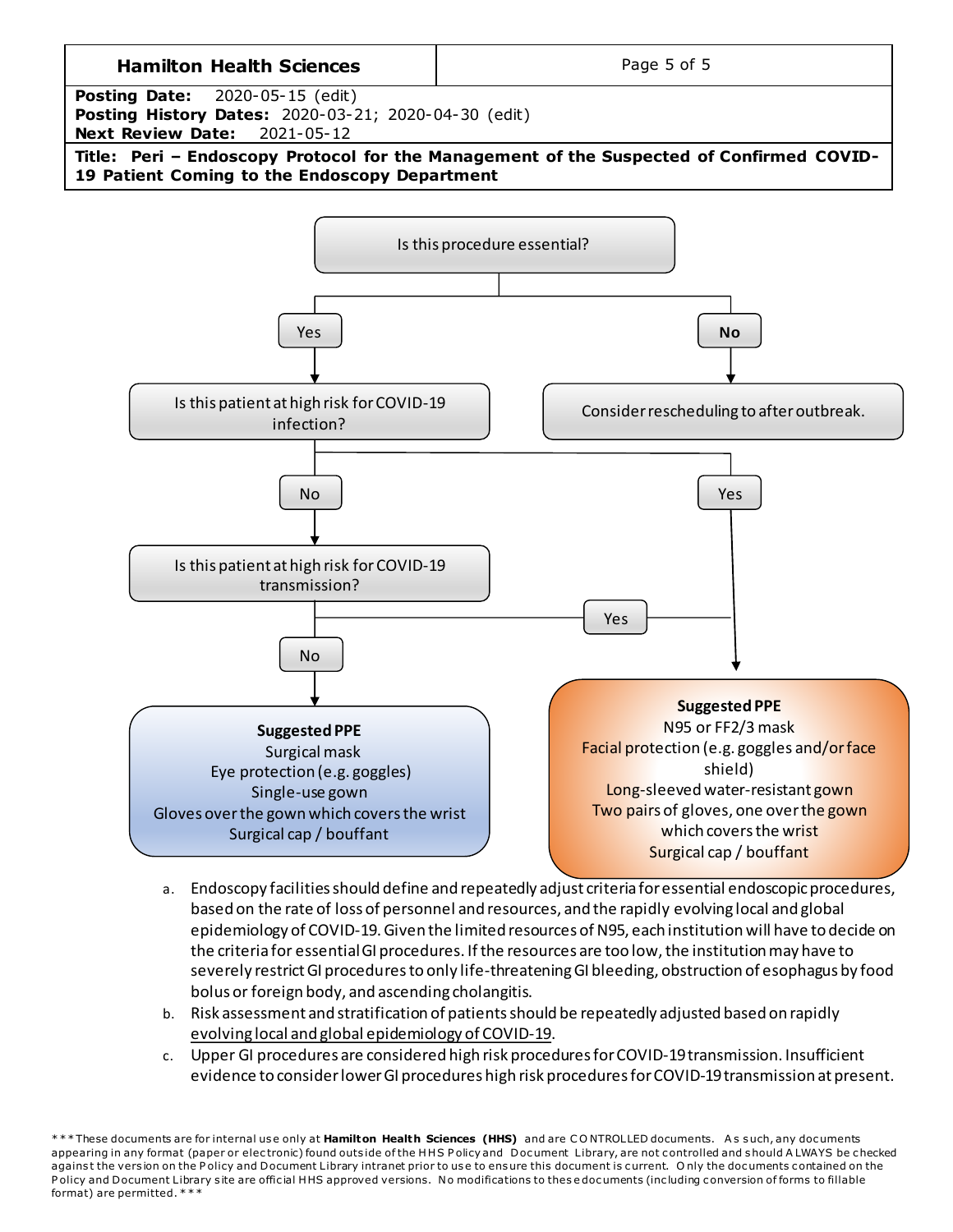Is this procedure essential?

Yes

No

Consider rescheduling to after outbreak.

Is this patient at high risk for COVID-19 infection?

No

Yes

Is this patient at high risk for COVID-19 transmission?

Yes

No

**Suggested PPE**
Surgical mask
Eye protection (e.g. goggles)
Single-use gown
Gloves over the gown which covers the wrist
Surgical cap / bouffant

**Suggested PPE**
N95 or FF2/3 mask
Facial protection (e.g. goggles and/or face shield)
Long-sleeved water-resistant gown
Two pairs of gloves, one over the gown which covers the wrist
Surgical cap / bouffant

a. Endoscopy facilities should define and repeatedly adjust criteria for essential endoscopic procedures, based on the rate of loss of personnel and resources, and the rapidly evolving local and global epidemiology of COVID-19. Given the limited resources of N95, each institution will have to decide on the criteria for essential GI procedures. If the resources are too low, the institution may have to severely restrict GI procedures to only life-threatening GI bleeding, obstruction of esophagus by food bolus or foreign body, and ascending cholangitis.
b. Risk assessment and stratification of patients should be repeatedly adjusted based on rapidly evolving local and global epidemiology of COVID-19.
c. Upper GI procedures are considered high risk procedures for COVID-19 transmission. Insufficient evidence to consider lower GI procedures high risk procedures for COVID-19 transmission at present.